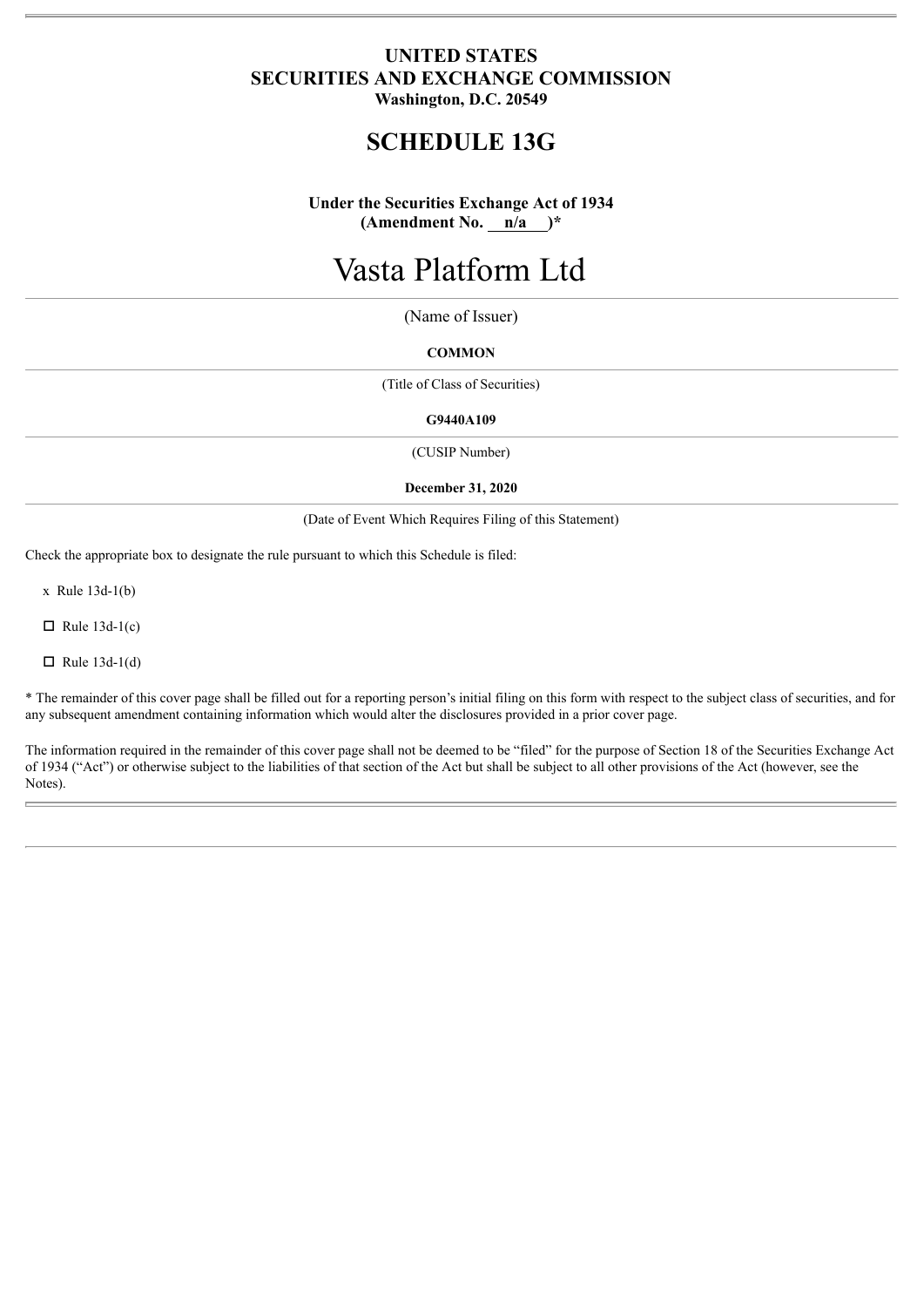**UNITED STATES**
**SECURITIES AND EXCHANGE COMMISSION**
**Washington, D.C. 20549**

# SCHEDULE 13G

**Under the Securities Exchange Act of 1934**
**(Amendment No. n/a )***

# Vasta Platform Ltd

(Name of Issuer)

**COMMON**

(Title of Class of Securities)

**G9440A109**

(CUSIP Number)

**December 31, 2020**

(Date of Event Which Requires Filing of this Statement)

Check the appropriate box to designate the rule pursuant to which this Schedule is filed:

x Rule 13d-1(b)

☐ Rule 13d-1(c)

☐ Rule 13d-1(d)

* The remainder of this cover page shall be filled out for a reporting person's initial filing on this form with respect to the subject class of securities, and for any subsequent amendment containing information which would alter the disclosures provided in a prior cover page.

The information required in the remainder of this cover page shall not be deemed to be "filed" for the purpose of Section 18 of the Securities Exchange Act of 1934 ("Act") or otherwise subject to the liabilities of that section of the Act but shall be subject to all other provisions of the Act (however, see the Notes).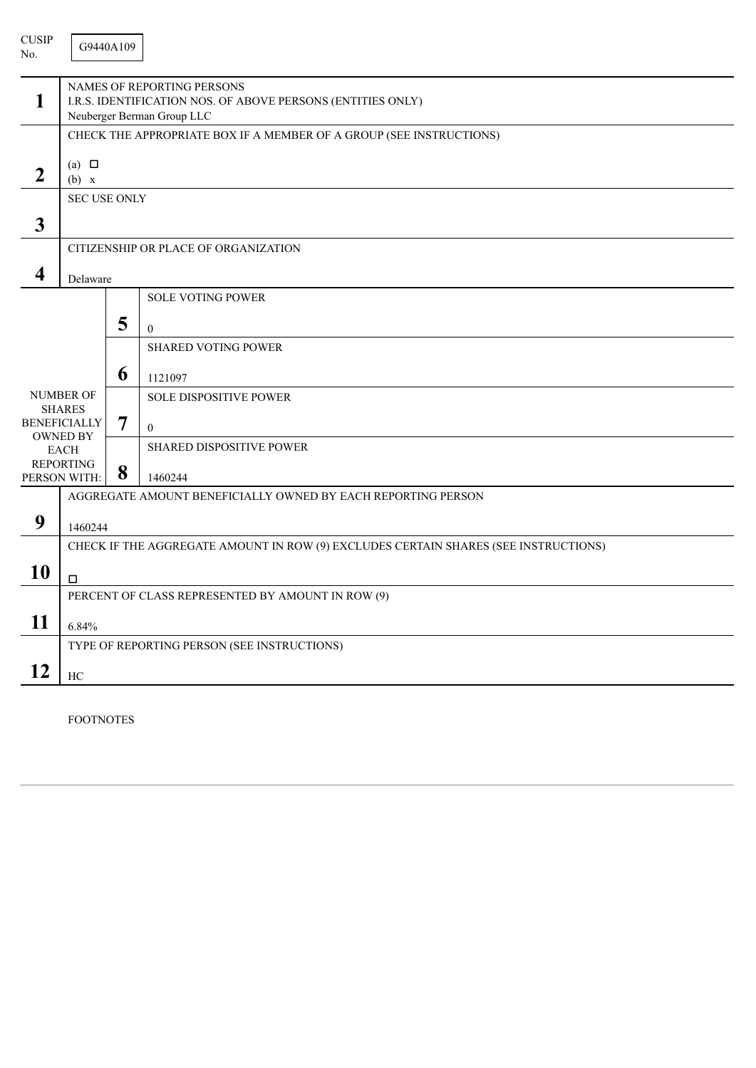CUSIP No. G9440A109

| | | | |
|---|---|---|---|
| **1** | NAMES OF REPORTING PERSONS<br>I.R.S. IDENTIFICATION NOS. OF ABOVE PERSONS (ENTITIES ONLY)<br>Neuberger Berman Group LLC | | |
| **2** | CHECK THE APPROPRIATE BOX IF A MEMBER OF A GROUP (SEE INSTRUCTIONS)<br>(a) ☐<br>(b) x | | |
| **3** | SEC USE ONLY | | |
| **4** | CITIZENSHIP OR PLACE OF ORGANIZATION<br>Delaware | | |
| NUMBER OF SHARES BENEFICIALLY OWNED BY EACH REPORTING PERSON WITH: | **5** | SOLE VOTING POWER<br>0 | |
| | **6** | SHARED VOTING POWER<br>1121097 | |
| | **7** | SOLE DISPOSITIVE POWER<br>0 | |
| | **8** | SHARED DISPOSITIVE POWER<br>1460244 | |
| **9** | AGGREGATE AMOUNT BENEFICIALLY OWNED BY EACH REPORTING PERSON<br>1460244 | | |
| **10** | CHECK IF THE AGGREGATE AMOUNT IN ROW (9) EXCLUDES CERTAIN SHARES (SEE INSTRUCTIONS)<br>☐ | | |
| **11** | PERCENT OF CLASS REPRESENTED BY AMOUNT IN ROW (9)<br>6.84% | | |
| **12** | TYPE OF REPORTING PERSON (SEE INSTRUCTIONS)<br>HC | | |

FOOTNOTES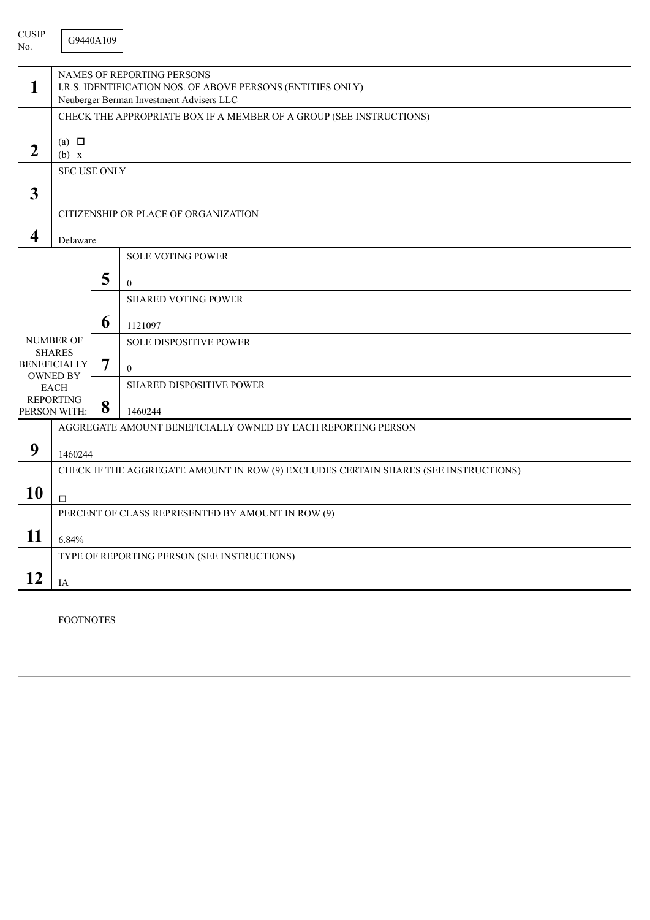CUSIP No. G9440A109

| | | | |
|---|---|---|---|
| **1** | NAMES OF REPORTING PERSONS<br>I.R.S. IDENTIFICATION NOS. OF ABOVE PERSONS (ENTITIES ONLY)<br>Neuberger Berman Investment Advisers LLC | | |
| **2** | CHECK THE APPROPRIATE BOX IF A MEMBER OF A GROUP (SEE INSTRUCTIONS)<br><br>(a) ☐<br>(b) x | | |
| **3** | SEC USE ONLY | | |
| **4** | CITIZENSHIP OR PLACE OF ORGANIZATION<br><br>Delaware | | |
| NUMBER OF SHARES BENEFICIALLY OWNED BY EACH REPORTING PERSON WITH: | **5** | SOLE VOTING POWER<br><br>0 | |
| | **6** | SHARED VOTING POWER<br><br>1121097 | |
| | **7** | SOLE DISPOSITIVE POWER<br><br>0 | |
| | **8** | SHARED DISPOSITIVE POWER<br><br>1460244 | |
| **9** | AGGREGATE AMOUNT BENEFICIALLY OWNED BY EACH REPORTING PERSON<br><br>1460244 | | |
| **10** | CHECK IF THE AGGREGATE AMOUNT IN ROW (9) EXCLUDES CERTAIN SHARES (SEE INSTRUCTIONS)<br><br>☐ | | |
| **11** | PERCENT OF CLASS REPRESENTED BY AMOUNT IN ROW (9)<br><br>6.84% | | |
| **12** | TYPE OF REPORTING PERSON (SEE INSTRUCTIONS)<br><br>IA | | |

FOOTNOTES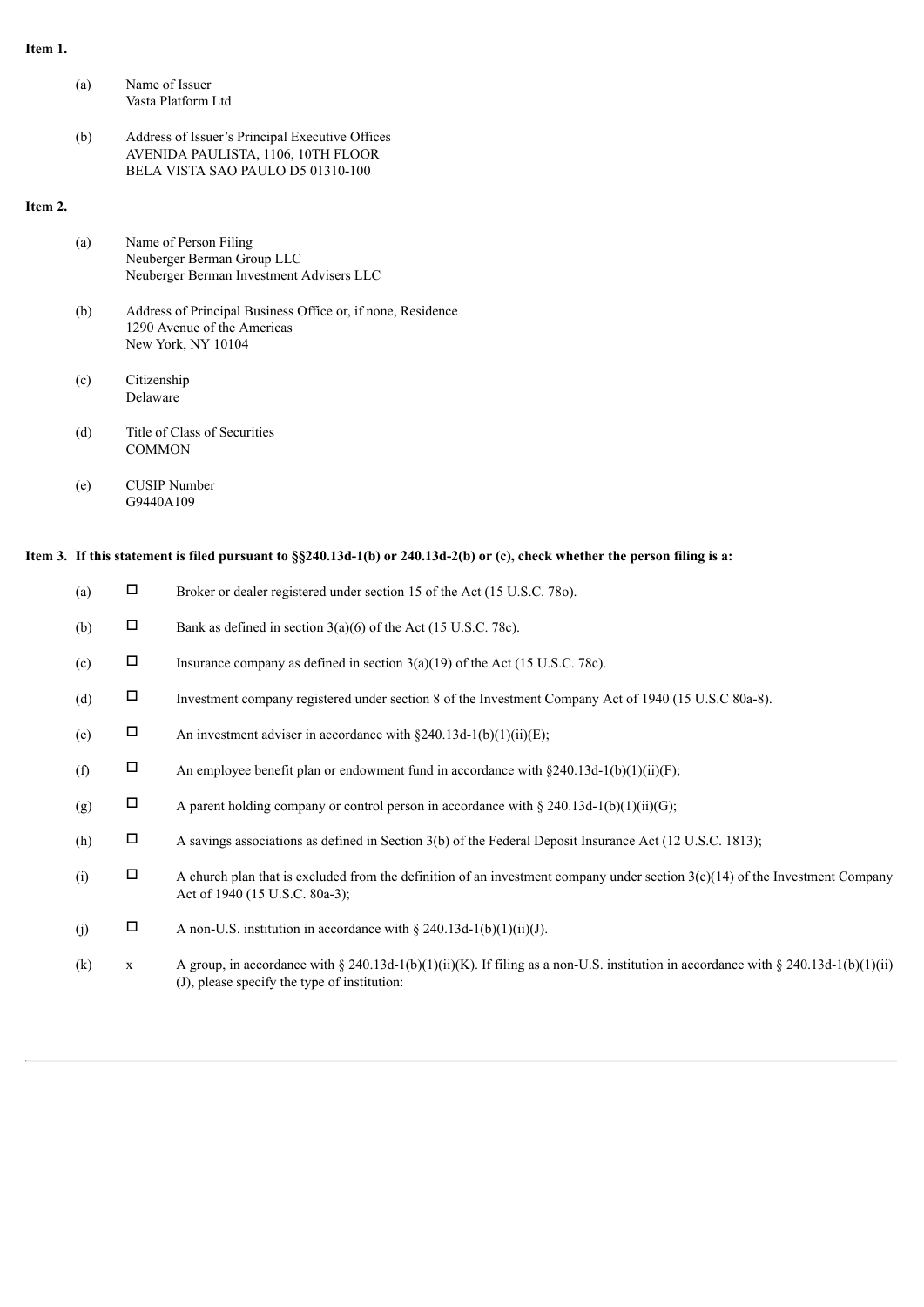**Item 1.**

(a) Name of Issuer
Vasta Platform Ltd

(b) Address of Issuer's Principal Executive Offices
AVENIDA PAULISTA, 1106, 10TH FLOOR
BELA VISTA SAO PAULO D5 01310-100

**Item 2.**

(a) Name of Person Filing
Neuberger Berman Group LLC
Neuberger Berman Investment Advisers LLC

(b) Address of Principal Business Office or, if none, Residence
1290 Avenue of the Americas
New York, NY 10104

(c) Citizenship
Delaware

(d) Title of Class of Securities
COMMON

(e) CUSIP Number
G9440A109

**Item 3. If this statement is filed pursuant to §§240.13d-1(b) or 240.13d-2(b) or (c), check whether the person filing is a:**

| | | |
|---|---|---|
| (a) | ☐ | Broker or dealer registered under section 15 of the Act (15 U.S.C. 78o). |
| (b) | ☐ | Bank as defined in section 3(a)(6) of the Act (15 U.S.C. 78c). |
| (c) | ☐ | Insurance company as defined in section 3(a)(19) of the Act (15 U.S.C. 78c). |
| (d) | ☐ | Investment company registered under section 8 of the Investment Company Act of 1940 (15 U.S.C 80a-8). |
| (e) | ☐ | An investment adviser in accordance with §240.13d-1(b)(1)(ii)(E); |
| (f) | ☐ | An employee benefit plan or endowment fund in accordance with §240.13d-1(b)(1)(ii)(F); |
| (g) | ☐ | A parent holding company or control person in accordance with § 240.13d-1(b)(1)(ii)(G); |
| (h) | ☐ | A savings associations as defined in Section 3(b) of the Federal Deposit Insurance Act (12 U.S.C. 1813); |
| (i) | ☐ | A church plan that is excluded from the definition of an investment company under section 3(c)(14) of the Investment Company Act of 1940 (15 U.S.C. 80a-3); |
| (j) | ☐ | A non-U.S. institution in accordance with § 240.13d-1(b)(1)(ii)(J). |
| (k) | x | A group, in accordance with § 240.13d-1(b)(1)(ii)(K). If filing as a non-U.S. institution in accordance with § 240.13d-1(b)(1)(ii)(J), please specify the type of institution: |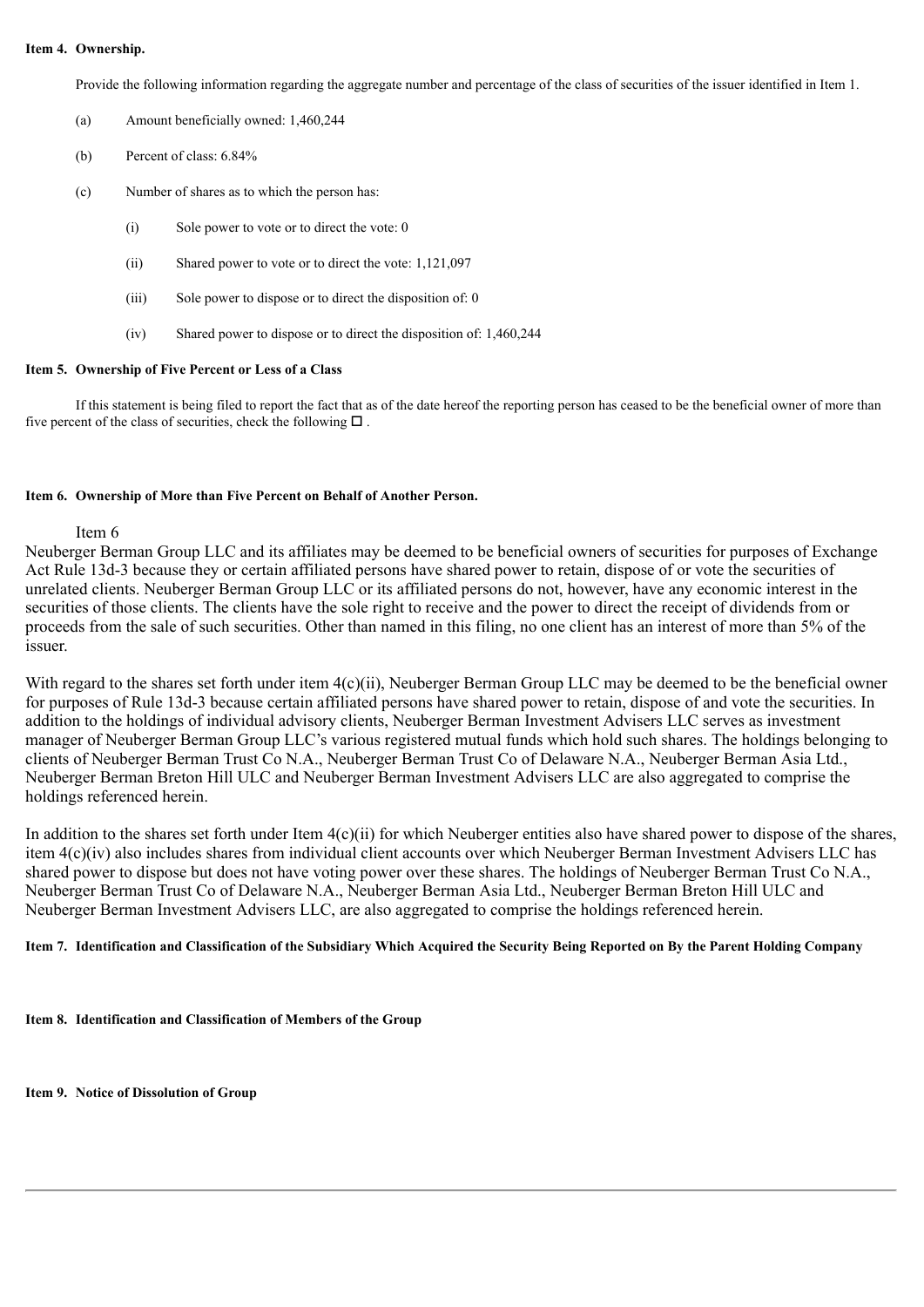**Item 4. Ownership.**

Provide the following information regarding the aggregate number and percentage of the class of securities of the issuer identified in Item 1.

(a) Amount beneficially owned: 1,460,244

(b) Percent of class: 6.84%

(c) Number of shares as to which the person has:

(i) Sole power to vote or to direct the vote: 0

(ii) Shared power to vote or to direct the vote: 1,121,097

(iii) Sole power to dispose or to direct the disposition of: 0

(iv) Shared power to dispose or to direct the disposition of: 1,460,244

**Item 5. Ownership of Five Percent or Less of a Class**

If this statement is being filed to report the fact that as of the date hereof the reporting person has ceased to be the beneficial owner of more than five percent of the class of securities, check the following ☐ .

**Item 6. Ownership of More than Five Percent on Behalf of Another Person.**

Item 6

Neuberger Berman Group LLC and its affiliates may be deemed to be beneficial owners of securities for purposes of Exchange Act Rule 13d-3 because they or certain affiliated persons have shared power to retain, dispose of or vote the securities of unrelated clients. Neuberger Berman Group LLC or its affiliated persons do not, however, have any economic interest in the securities of those clients. The clients have the sole right to receive and the power to direct the receipt of dividends from or proceeds from the sale of such securities. Other than named in this filing, no one client has an interest of more than 5% of the issuer.

With regard to the shares set forth under item 4(c)(ii), Neuberger Berman Group LLC may be deemed to be the beneficial owner for purposes of Rule 13d-3 because certain affiliated persons have shared power to retain, dispose of and vote the securities. In addition to the holdings of individual advisory clients, Neuberger Berman Investment Advisers LLC serves as investment manager of Neuberger Berman Group LLC's various registered mutual funds which hold such shares. The holdings belonging to clients of Neuberger Berman Trust Co N.A., Neuberger Berman Trust Co of Delaware N.A., Neuberger Berman Asia Ltd., Neuberger Berman Breton Hill ULC and Neuberger Berman Investment Advisers LLC are also aggregated to comprise the holdings referenced herein.

In addition to the shares set forth under Item 4(c)(ii) for which Neuberger entities also have shared power to dispose of the shares, item 4(c)(iv) also includes shares from individual client accounts over which Neuberger Berman Investment Advisers LLC has shared power to dispose but does not have voting power over these shares. The holdings of Neuberger Berman Trust Co N.A., Neuberger Berman Trust Co of Delaware N.A., Neuberger Berman Asia Ltd., Neuberger Berman Breton Hill ULC and Neuberger Berman Investment Advisers LLC, are also aggregated to comprise the holdings referenced herein.

**Item 7. Identification and Classification of the Subsidiary Which Acquired the Security Being Reported on By the Parent Holding Company**

**Item 8. Identification and Classification of Members of the Group**

**Item 9. Notice of Dissolution of Group**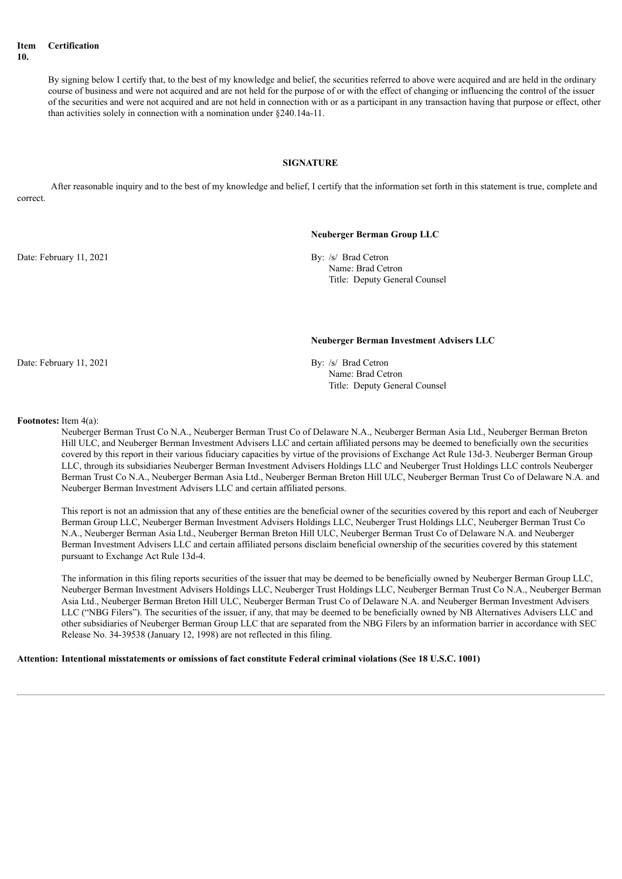**Item 10. Certification**

By signing below I certify that, to the best of my knowledge and belief, the securities referred to above were acquired and are held in the ordinary course of business and were not acquired and are not held for the purpose of or with the effect of changing or influencing the control of the issuer of the securities and were not acquired and are not held in connection with or as a participant in any transaction having that purpose or effect, other than activities solely in connection with a nomination under §240.14a-11.

**SIGNATURE**

After reasonable inquiry and to the best of my knowledge and belief, I certify that the information set forth in this statement is true, complete and correct.

**Neuberger Berman Group LLC**

Date: February 11, 2021

By: /s/ Brad Cetron
Name: Brad Cetron
Title: Deputy General Counsel

**Neuberger Berman Investment Advisers LLC**

Date: February 11, 2021

By: /s/ Brad Cetron
Name: Brad Cetron
Title: Deputy General Counsel

**Footnotes:** Item 4(a):

Neuberger Berman Trust Co N.A., Neuberger Berman Trust Co of Delaware N.A., Neuberger Berman Asia Ltd., Neuberger Berman Breton Hill ULC, and Neuberger Berman Investment Advisers LLC and certain affiliated persons may be deemed to beneficially own the securities covered by this report in their various fiduciary capacities by virtue of the provisions of Exchange Act Rule 13d-3. Neuberger Berman Group LLC, through its subsidiaries Neuberger Berman Investment Advisers Holdings LLC and Neuberger Trust Holdings LLC controls Neuberger Berman Trust Co N.A., Neuberger Berman Asia Ltd., Neuberger Berman Breton Hill ULC, Neuberger Berman Trust Co of Delaware N.A. and Neuberger Berman Investment Advisers LLC and certain affiliated persons.

This report is not an admission that any of these entities are the beneficial owner of the securities covered by this report and each of Neuberger Berman Group LLC, Neuberger Berman Investment Advisers Holdings LLC, Neuberger Trust Holdings LLC, Neuberger Berman Trust Co N.A., Neuberger Berman Asia Ltd., Neuberger Berman Breton Hill ULC, Neuberger Berman Trust Co of Delaware N.A. and Neuberger Berman Investment Advisers LLC and certain affiliated persons disclaim beneficial ownership of the securities covered by this statement pursuant to Exchange Act Rule 13d-4.

The information in this filing reports securities of the issuer that may be deemed to be beneficially owned by Neuberger Berman Group LLC, Neuberger Berman Investment Advisers Holdings LLC, Neuberger Trust Holdings LLC, Neuberger Berman Trust Co N.A., Neuberger Berman Asia Ltd., Neuberger Berman Breton Hill ULC, Neuberger Berman Trust Co of Delaware N.A. and Neuberger Berman Investment Advisers LLC ("NBG Filers"). The securities of the issuer, if any, that may be deemed to be beneficially owned by NB Alternatives Advisers LLC and other subsidiaries of Neuberger Berman Group LLC that are separated from the NBG Filers by an information barrier in accordance with SEC Release No. 34-39538 (January 12, 1998) are not reflected in this filing.

**Attention: Intentional misstatements or omissions of fact constitute Federal criminal violations (See 18 U.S.C. 1001)**